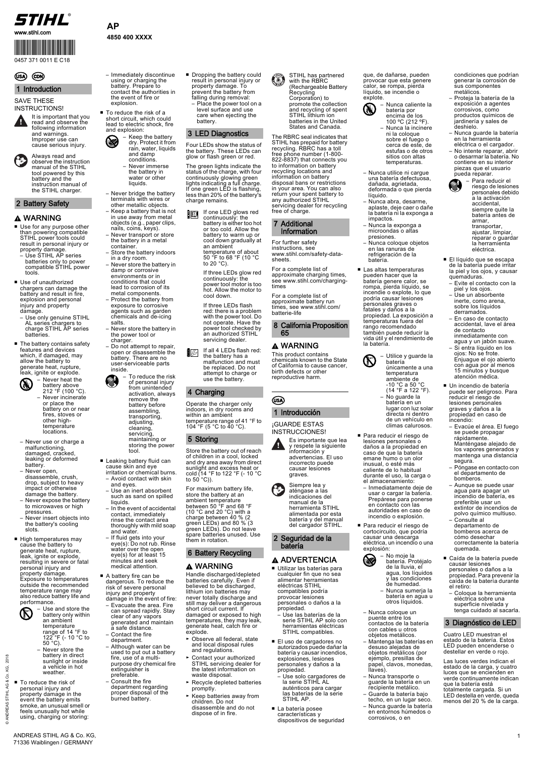STIHL®

www.stihl.com

0457 371 0011 E C18

**AP**

**4850 400 XXXX**

USA CDN

## 1 Introduction

SAVE THESE INSTRUCTIONS!

It is important that you read and observe the following information and warnings. Improper use can cause serious injury.

Always read and observe the instruction manual of the STIHL tool powered by this battery and the instruction manual of the STIHL charger.

## 2 Battery Safety

### ⚠ WARNING

- Use for any purpose other than powering compatible STIHL power tools could result in personal injury or property damage.
  - Use STIHL AP series batteries only to power compatible STIHL power tools.
- Use of unauthorized chargers can damage the battery and result in fire, explosion and personal injury and property damage.
  - Use only genuine STIHL AL series chargers to charge STIHL AP series batteries.
- The battery contains safety features and devices which, if damaged, may allow the battery to generate heat, rupture, leak, ignite or explode.
  - Never heat the battery above 212 °F (100 °C).
  - Never incinerate or place the battery on or near fires, stoves or other high-temperature locations.
  - Never use or charge a malfunctioning, damaged, cracked, leaking or deformed battery.
  - Never open, disassemble, crush, drop, subject to heavy impact or otherwise damage the battery.
  - Never expose the battery to microwaves or high pressures.
  - Never insert objects into the battery's cooling slots.
- High temperatures may cause the battery to generate heat, rupture, leak, ignite or explode, resulting in severe or fatal personal injury and property damage. Exposure to temperatures outside the recommended temperature range may also reduce battery life and performance.
  - Use and store the battery only within an ambient temperature range of 14 °F to 122 °F (- 10 °C to 50 °C).
  - Never store the battery in direct sunlight or inside a vehicle in hot weather.
- To reduce the risk of personal injury and property damage in the event the battery emits smoke, an unusual smell or feels unusually hot while using, charging or storing:
  - Immediately discontinue using or charging the battery. Prepare to contact the authorities in the event of fire or explosion.
- To reduce the risk of a short circuit, which could lead to electric shock, fire and explosion:
  - Keep the battery dry. Protect it from rain, water, liquids and damp conditions.
  - Never immerse the battery in water or other liquids.
  - Never bridge the battery terminals with wires or other metallic objects.
  - Keep a battery that is not in use away from metal objects (e.g., paper clips, nails, coins, keys).
  - Never transport or store the battery in a metal container.
  - Store the battery indoors in a dry room.
  - Never store the battery in damp or corrosive environments or in conditions that could lead to corrosion of its metal components.
  - Protect the battery from exposure to corrosive agents such as garden chemicals and de-icing salts.
  - Never store the battery in the power tool or charger.
  - Do not attempt to repair, open or disassemble the battery. There are no user-serviceable parts inside.
  - To reduce the risk of personal injury from unintended activation, always remove the battery before assembling, transporting, adjusting, cleaning, servicing, maintaining or storing the power tool.
- Leaking battery fluid can cause skin and eye irritation or chemical burns.
  - Avoid contact with skin and eyes.
  - Use an inert absorbent such as sand on spilled liquids.
  - In the event of accidental contact, immediately rinse the contact area thoroughly with mild soap and water.
  - If fluid gets into your eye(s): Do not rub. Rinse water over the open eye(s) for at least 15 minutes and seek medical attention.
- A battery fire can be dangerous. To reduce the risk of severe personal injury and property damage in the event of fire:
  - Evacuate the area. Fire can spread rapidly. Stay clear of any vapors generated and maintain a safe distance.
  - Contact the fire department.
  - Although water can be used to put out a battery fire, use of a multi-purpose dry chemical fire extinguisher is preferable.
  - Consult the fire department regarding proper disposal of the burned battery.
- Dropping the battery could result in personal injury or property damage. To prevent the battery from falling during removal:
  - Place the power tool on a level surface and use care when ejecting the battery.

## 3 LED Diagnostics

Four LEDs show the status of the battery. These LEDs can glow or flash green or red.

The green lights indicate the status of the charge, with four continuously glowing green lights indicating a full charge. If one green LED is flashing, less than 20% of the battery's charge remains.

If one LED glows red continuously: the battery is either too hot or too cold. Allow the battery to warm up or cool down gradually at an ambient temperature of about 50 °F to 68 °F (10 °C to 20 °C).

If three LEDs glow red continuously: the power tool motor is too hot. Allow the motor to cool down.

If three LEDs flash red: there is a problem with the power tool. Do not operate. Have the power tool checked by an authorized STIHL servicing dealer.

If all 4 LEDs flash red: the battery has a malfunction and must be replaced. Do not attempt to charge or use the battery.

## 4 Charging

Operate the charger only indoors, in dry rooms and within an ambient temperature range of 41 °F to 104 °F (5 °C to 40 °C).

## 5 Storing

Store the battery out of reach of children in a cool, locked and dry area away from direct sunlight and excess heat or cold (14 °F to 122 °F (- 10 °C to 50 °C)).

For maximum battery life, store the battery at an ambient temperature between 50 °F and 68 °F (10 °C and 20 °C) with a charge between 40 % (2 green LEDs) and 80 % (3 green LEDs). Do not leave spare batteries unused. Use them in rotation.

## 6 Battery Recycling

### ⚠ WARNING

Handle discharged/depleted batteries carefully. Even if believed to be discharged, lithium ion batteries may never totally discharge and still may deliver a dangerous short circuit current. If damaged or exposed to high temperatures, they may leak, generate heat, catch fire or explode.

- ► Observe all federal, state and local disposal rules and regulations.
- ► Contact your authorized STIHL servicing dealer for the latest information on waste disposal.
- ► Recycle depleted batteries promptly.
- ► Keep batteries away from children. Do not disassemble and do not dispose of in fire.

STIHL has partnered with the RBRC (Rechargeable Battery Recycling Corporation) to promote the collection and recycling of spent STIHL lithium ion batteries in the United States and Canada.

The RBRC seal indicates that STIHL has prepaid for battery recycling. RBRC has a toll free phone number (1-800-822-8837) that connects you to information on battery recycling locations and information on battery disposal bans or restrictions in your area. You can also return your spent battery to any authorized STIHL servicing dealer for recycling free of charge.

## 7 Additional Information

For further safety instructions, see www.stihl.com/safety-data-sheets.

For a complete list of approximate charging times, see www.stihl.com/charging-times

For a complete list of approximate battery run times, see www.stihl.com/batterie-life

## 8 California Proposition 65

### ⚠ WARNING

This product contains chemicals known to the State of California to cause cancer, birth defects or other reproductive harm.

USA

## 1 Introducción

¡GUARDE ESTAS INSTRUCCIONES!

Es importante que lea y respete la siguiente información y advertencias. El uso incorrecto puede causar lesiones graves.

Siempre lea y aténgase a las indicaciones del manual de la herramienta STIHL alimentada por esta batería y del manual del cargador STIHL.

## 2 Seguridad de la batería

### ⚠ ADVERTENCIA

- Utilizar las baterías para cualquier fin que no sea alimentar herramientas eléctricas STIHL compatibles podría provocar lesiones personales o daños a la propiedad.
  - Use las baterías de la serie STIHL AP solo con herramientas eléctricas STIHL compatibles.
- El uso de cargadores no autorizados puede dañar la batería y causar incendios, explosiones, lesiones personales y daños a la propiedad.
  - Use solo cargadores de la serie STIHL AL auténticos para cargar las baterías de la serie STIHL AP.
- La batería posee características y dispositivos de seguridad que, de dañarse, pueden provocar que esta genere calor, se rompa, pierda líquido, se incendie o explote.
  - Nunca caliente la batería por encima de los 100 ºC (212 ºF).
  - Nunca la incinere ni la coloque sobre el fuego o cerca de este, de estufas o de otros sitios con altas temperaturas.
  - Nunca utilice ni cargue una batería defectuosa, dañada, agrietada, deformada o que pierda líquido.
  - Nunca abra, desarme, aplaste, deje caer o dañe la batería ni la exponga a impactos.
  - Nunca la exponga a microondas o altas presiones.
  - Nunca coloque objetos en las ranuras de refrigeración de la batería.
- Las altas temperaturas pueden hacer que la batería genere calor, se rompa, pierda líquido, se incendie o explote, lo que podría causar lesiones personales graves o fatales y daños a la propiedad. La exposición a temperaturas fuera del rango recomendado también puede reducir la vida útil y el rendimiento de la batería.
  - Utilice y guarde la batería únicamente a una temperatura ambiente de -10 °C a 50 °C (14 °F a 122 °F).
  - No guarde la batería en un lugar con luz solar directa ni dentro de un vehículo en climas calurosos.
- Para reducir el riesgo de lesiones personales o daños a la propiedad en caso de que la batería emane humo o un olor inusual, o esté más caliente de lo habitual durante el uso, la carga o el almacenamiento:
  - Inmediatamente deje de usar o cargar la batería. Prepárese para ponerse en contacto con las autoridades en caso de incendio o explosión.
- Para reducir el riesgo de cortocircuito, que podría causar una descarga eléctrica, un incendio o una explosión:
  - No moje la batería. Protéjalo de la lluvia, el agua, los líquidos y las condiciones de humedad.
  - Nunca sumerja la batería en agua u otros líquidos.
  - Nunca coloque un puente entre los contactos de la batería con cables u otros objetos metálicos.
  - Mantenga las baterías en desuso alejadas de objetos metálicos (por ejemplo, presillas de papel, clavos, monedas, llaves).
  - Nunca transporte o guarde la batería en un recipiente metálico.
  - Guarde la batería bajo techo, en un lugar seco.
  - Nunca guarde la batería en entornos húmedos o corrosivos, o en condiciones que podrían generar la corrosión de sus componentes metálicos.
  - Proteja la batería de la exposición a agentes corrosivos, como productos químicos de jardinería y sales de deshielo.
  - Nunca guarde la batería en la herramienta eléctrica o el cargador.
  - No intente reparar, abrir o desarmar la batería. No contiene en su interior piezas que el usuario pueda reparar.
  - Para reducir el riesgo de lesiones personales debido a la activación accidental, siempre quite la batería antes de armar, transportar, ajustar, limpiar, reparar o guardar la herramienta eléctrica.
- El líquido que se escapa de la batería puede irritar la piel y los ojos, y causar quemaduras.
  - Evite el contacto con la piel y los ojos.
  - Use un absorbente inerte, como arena, sobre los líquidos derramados.
  - En caso de contacto accidental, lave el área de contacto inmediatamente con agua y un jabón suave.
  - Si entra líquido en los ojos: No se frote. Enjuague el ojo abierto con agua por al menos 15 minutos y busque atención médica.
- Un incendio de batería puede ser peligroso. Para reducir el riesgo de lesiones personales graves y daños a la propiedad en caso de incendio:
  - Evacúe el área. El fuego se puede propagar rápidamente. Manténgase alejado de los vapores generados y mantenga una distancia segura.
  - Póngase en contacto con el departamento de bomberos.
  - Aunque se puede usar agua para apagar un incendio de batería, es preferible usar un extintor de incendios de polvo químico multiuso.
  - Consulte al departamento de bomberos acerca de cómo desechar correctamente la batería quemada.
- Caída de la batería puede causar lesiones personales o daños a la propiedad. Para prevenir la caída de la batería durante el retiro:
  - Coloque la herramienta eléctrica sobre una superficie nivelada y tenga cuidado al sacarla.

## 3 Diagnóstico de LED

Cuatro LED muestran el estado de la batería. Estos LED pueden encenderse o destellar en verde o rojo.

Las luces verdes indican el estado de la carga, y cuatro luces que se encienden en verde continuamente indican que la batería está totalmente cargada. Si un LED destella en verde, queda menos del 20 % de la carga.

© ANDREAS STIHL AG & Co. KG, 2018

ANDREAS STIHL AG & Co. KG,
71336 Waiblingen / GERMANY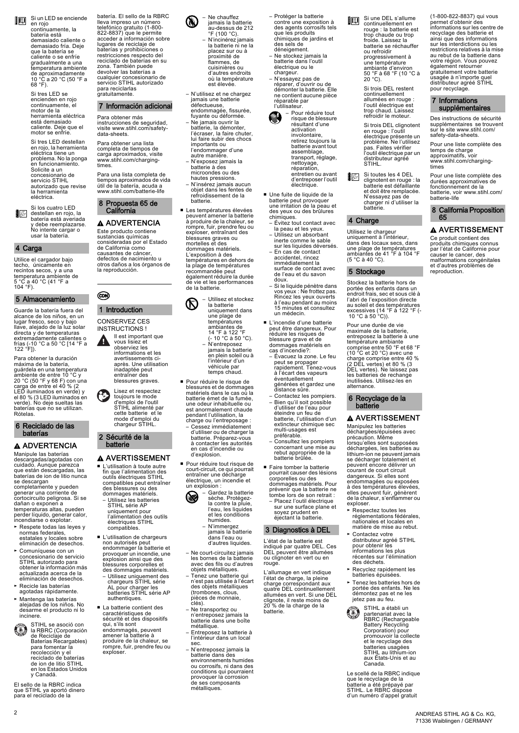Si un LED se enciende en rojo continuamente, la batería está demasiado caliente o demasiado fría. Deje que la batería se caliente o se enfríe gradualmente a una temperatura ambiente de aproximadamente 10 °C a 20 °C (50 °F a 68 °F).

Si tres LED se encienden en rojo continuamente, el motor de la herramienta eléctrica está demasiado caliente. Deje que el motor se enfríe.

Si tres LED destellan en rojo, la herramienta eléctrica tiene un problema. No la ponga en funcionamiento. Solicite a un concesionario de servicio STIHL autorizado que revise la herramienta eléctrica.

Si los cuatro LED destellan en rojo, la batería está averiada y debe reemplazarse. No intente cargar o usar la batería.

## 4 Carga

Utilice el cargador bajo techo, únicamente en recintos secos, y a una temperatura ambiente de 5 °C a 40 °C (41 °F a 104 °F).

## 5 Almacenamiento

Guarde la batería fuera del alcance de los niños, en un lugar fresco, seco y bajo llave, alejado de la luz solar directa y de temperaturas extremadamente calientes o frías (-10 °C a 50 °C [14 °F a 122 °F]).

Para obtener la duración máxima de la batería, guárdela en una temperatura ambiente de entre 10 °C y 20 °C (50 °F y 68 F) con una carga de entre el 40 % (2 LED iluminados en verde) y el 80 % (3 LED iluminados en verde). No deje sueltas las baterías que no se utilizan. Rótelas.

## 6 Reciclado de las baterías

### ⚠ ADVERTENCIA

Manipule las baterías descargadas/agotadas con cuidado. Aunque parezca que están descargadas, las baterías de ion de litio nunca se descargan completamente y pueden generar una corriente de cortocircuito peligrosa. Si se dañan o exponen a temperaturas altas, pueden perder líquido, generar calor, incendiarse o explotar.

- Respete todas las leyes y normas federales, estatales y locales sobre eliminación de desechos.
- Comuníquese con un concesionario de servicio STIHL autorizado para obtener la información más actualizada acerca de la eliminación de desechos.
- Recicle las baterías agotadas rápidamente.
- Mantenga las baterías alejadas de los niños. No desarme el producto ni lo incinere.

STIHL se asoció con la RBRC (Corporación de Reciclaje de Baterías Recargables) para fomentar la recolección y el reciclado de baterías de ion de litio STIHL en los Estados Unidos y Canadá.

El sello de la RBRC indica que STIHL ya aportó dinero para el reciclado de la batería. El sello de la RBRC lleva impreso un número telefónico gratuito (1-800-822-8837) que le permite acceder a información sobre lugares de reciclaje de baterías y prohibiciones o restricciones respecto del reciclado de baterías en su zona. También puede devolver las baterías a cualquier concesionario de servicio STIHL autorizado para reciclarlas gratuitamente.

## 7 Información adicional

Para obtener más instrucciones de seguridad, visite www.stihl.com/safety-data-sheets.

Para obtener una lista completa de tiempos de carga aproximados, visite www.stihl.com/charging-times.

Para una lista completa de tiempos aproximados de vida útil de la batería, acuda a www.stihl.com/batterie-life

## 8 Propuesta 65 de California

### ⚠ ADVERTENCIA

Este producto contiene sustancias químicas consideradas por el Estado de California como causantes de cáncer, defectos de nacimiento u otros daños a los órganos de la reproducción.

CDN

## 1 Introduction

CONSERVEZ CES INSTRUCTIONS !

Il est important que vous lisiez et observiez les informations et les avertissements ci-après. Une utilisation inadaptée peut entraîner des blessures graves.

Lisez et respectez toujours le mode d'emploi de l'outil STIHL alimenté par cette batterie et le mode d'emploi du chargeur STIHL.

## 2 Sécurité de la batterie

### ⚠ AVERTISSEMENT

- L'utilisation à toute autre fin que l'alimentation des outils électriques STIHL compatibles peut entraîner des blessures ou des dommages matériels.
  - Utilisez les batteries STIHL série AP uniquement pour l'alimentation des outils électriques STIHL compatibles.
- L'utilisation de chargeurs non autorisés peut endommager la batterie et provoquer un incendie, une explosion ainsi que des blessures corporelles et des dommages matériels.
  - Utilisez uniquement des chargeurs STIHL série AL pour charger les batteries STIHL série AP authentiques.
- La batterie contient des caractéristiques de sécurité et des dispositifs qui, s'ils sont endommagés, peuvent amener la batterie à produire de la chaleur, se rompre, fuir, prendre feu ou exploser.
  - Ne chauffez jamais la batterie au-dessus de 212 °F (100 °C).
  - N'incinérez jamais la batterie ni ne la placez sur ou à proximité de flammes, de cuisinières ou d'autres endroits où la température est élevée.
  - N'utilisez et ne chargez jamais une batterie défectueuse, endommagée, fissurée, fuyante ou déformée.
  - Ne jamais ouvrir la batterie, la démonter, l'écraser, la faire chuter, lui faire subir des chocs importants ou l'endommager d'une autre manière.
  - N'exposez jamais la batterie à des microondes ou des hautes pressions.
  - N'insérez jamais aucun objet dans les fentes de refroidissement de la batterie.
- Les températures élevées peuvent amener la batterie à produire de la chaleur, se rompre, fuir, prendre feu ou exploser, entraînant des blessures graves ou mortelles et des dommages matériels. L'exposition à des températures en dehors de la plage de températures recommandée peut également réduire la durée de vie et les performances de la batterie.
  - Utilisez et stockez la batterie uniquement dans une plage de températures ambiantes de 14 °F à 122 °F (- 10 °C à 50 °C).
  - N'entreposez jamais la batterie en plein soleil ou à l'intérieur d'un véhicule par temps chaud.
- Pour réduire le risque de blessures et de dommages matériels dans le cas où la batterie émet de la fumée, une odeur inhabituelle ou est anormalement chaude pendant l'utilisation, la charge ou l'entreposage :
  - Cessez immédiatement d'utiliser ou de charger la batterie. Préparez-vous à contacter les autorités en cas d'incendie ou d'explosion.
- Pour réduire tout risque de court-circuit, ce qui pourrait entraîner une décharge électrique, un incendie et un explosion :
  - Gardez la batterie sèche. Protégez-la contre la pluie, l'eau, les liquides et les conditions humides.
  - N'immergez jamais la batterie dans l'eau ou d'autres liquides.
  - Ne court-circuitez jamais les bornes de la batterie avec des fils ou d'autres objets métalliques.
  - Tenez une batterie qui n'est pas utilisée à l'écart des objets métalliques (trombones, clous, pièces de monnaie, clés).
  - Ne transportez ou n'entreposez jamais la batterie dans une boîte métallique.
  - Entreposez la batterie à l'intérieur dans un local sec.
  - N'entreposez jamais la batterie dans des environnements humides ou corrosifs, ni dans des conditions qui pourraient provoquer la corrosion de ses composants métalliques.
  - Protéger la batterie contre une exposition à des agents corrosifs tels que les produits chimiques de jardins et des sels de déneigement.
  - Ne stockez jamais la batterie dans l'outil électrique ou le chargeur.
  - N'essayez pas de réparer, d'ouvrir ou de démonter la batterie. Elle ne contient aucune pièce réparable par l'utilisateur.
  - Pour réduire tout risque de blessure résultant d'une activation involontaire, retirez toujours la batterie avant tout assemblage, transport, réglage, nettoyage, réparation, entretien ou avant d'entreposer l'outil électrique.
- Une fuite de liquide de la batterie peut provoquer une irritation de la peau et des yeux ou des brûlures chimiques.
  - Évitez tout contact avec la peau et les yeux.
  - Utilisez un absorbant inerte comme le sable sur les liquides déversés.
  - En cas de contact accidentel, rincez immédiatement la surface de contact avec de l'eau et du savon doux.
  - Si le liquide pénètre dans vos yeux : Ne frottez pas. Rincez les yeux ouverts à l'eau pendant au moins 15 minutes et consultez un médecin.
- L'incendie d'une batterie peut être dangereux. Pour réduire les risques de blessure grave et de dommages matériels en cas d'incendie?:
  - Évacuez la zone. Le feu peut se propager rapidement. Tenez-vous à l'écart des vapeurs éventuellement générées et gardez une distance sûre.
  - Contactez les pompiers.
  - Bien qu'il soit possible d'utiliser de l'eau pour éteindre un feu de batterie, l'utilisation d'un extincteur chimique sec multi-usages est préférable.
  - Consultez les pompiers concernant une mise au rebut appropriée de la batterie brûlée.
- Faire tomber la batterie pourrait causer des lésions corporelles ou des dommages matériels. Pour prévenir que la batterie ne tombe lors de son retrait :
  - Placez l'outil électrique sur une surface plane et soyez prudent en éjectant la batterie.

## 3 Diagnostics à DEL

L'état de la batterie est indiqué par quatre DEL. Ces DEL peuvent être allumées ou clignoter en vert ou en rouge.

L'allumage en vert indique l'état de charge, la pleine charge correspondant aux quatre DEL continuellement allumées en vert. Si une DEL clignote, il reste moins de 20 % de la charge de la batterie.

Si une DEL s'allume continuellement en rouge : la batterie est trop chaude ou trop froide. Laissez la batterie se réchauffer ou refroidir progressivement à une température ambiante d'environ 50 °F à 68 °F (10 °C à 20 °C).

Si trois DEL restent continuellement allumées en rouge : l'outil électrique est trop chaud. Laissez refroidir le moteur.

Si trois DEL clignotent en rouge : l'outil électrique présente un problème. Ne l'utilisez pas. Faites vérifier l'outil électrique par un distributeur agréé STIHL.

Si toutes les 4 DEL clignotent en rouge : la batterie est défaillante et doit être remplacée. N'essayez pas de charger ni d'utiliser la batterie.

## 4 Charge

Utilisez le chargeur uniquement à l'intérieur, dans des locaux secs, dans une plage de températures ambiantes de 41 °F à 104 °F (5 °C à 40 °C).

## 5 Stockage

Stockez la batterie hors de portée des enfants dans un endroit frais, sec et sous clé à l'abri de l'exposition directe au soleil et des températures excessives (14 °F à 122 °F (- 10 °C à 50 °C)).

Pour une durée de vie maximale de la batterie, entreposez la batterie à une température ambiante comprise entre 50 °F et 68 °F (10 °C et 20 °C) avec une charge comprise entre 40 % (2 DEL vertes) et 80 % (3 DEL vertes). Ne laissez pas les batteries de rechange inutilisées. Utilisez-les en alternance.

## 6 Recyclage de la batterie

### ⚠ AVERTISSEMENT

Manipulez les batteries déchargées/épuisées avec précaution. Même lorsqu'elles sont supposées déchargées, les batteries au lithium-ion ne peuvent jamais se décharger totalement et peuvent encore délivrer un courant de court circuit dangereux. Si elles sont endommagées ou exposées à des températures élevées, elles peuvent fuir, générent de la chaleur, s'enflammer ou exploser.

- Respectez toutes les réglementations fédérales, nationales et locales en matière de mise au rebut.
- Contactez votre distributeur agréé STIHL pour obtenir les informations les plus récentes sur l'élimination des déchets.
- Recyclez rapidement les batteries épuisées.
- Tenez les batteries hors de portée des enfants. Ne les démontez pas et ne les jetez pas au feu.

STIHL a établi un partenariat avec la RBRC (Rechargeable Battery Recycling Corporation) pour promouvoir la collecte et le recyclage des batteries usagées STIHL au lithium-ion aux États-Unis et au Canada.

Le scellé de la RBRC indique que le recyclage de la batterie a été prépayé par STIHL. Le RBRC dispose d'un numéro d'appel gratuit (1-800-822-8837) qui vous permet d'obtenir des informations sur les centre de recyclage des batterie et ainsi que des informations sur les interdictions ou les restrictions relatives à la mise au rebut de la batterie dans votre région. Vous pouvez également retourner gratuitement votre batterie usagée à n'importe quel distributeur agréé STIHL pour recyclage.

## 7 Informations supplémentaires

Des instructions de sécurité supplémentaires se trouvent sur le site www.stihl.com/safety-data-sheets.

Pour une liste complète des temps de charge approximatifs, voir www.stihl.com/charging-times

Pour une liste complète des durées approximatives de fonctionnement de la batterie, voir www.stihl.com/batterie-life

## 8 California Proposition 65

### ⚠ AVERTISSEMENT

Ce produit contient des produits chimiques connus par l'état de Californie pour causer le cancer, des malformations congénitales et d'autres problèmes de reproduction.

ANDREAS STIHL AG & Co. KG, 71336 Waiblingen / GERMANY